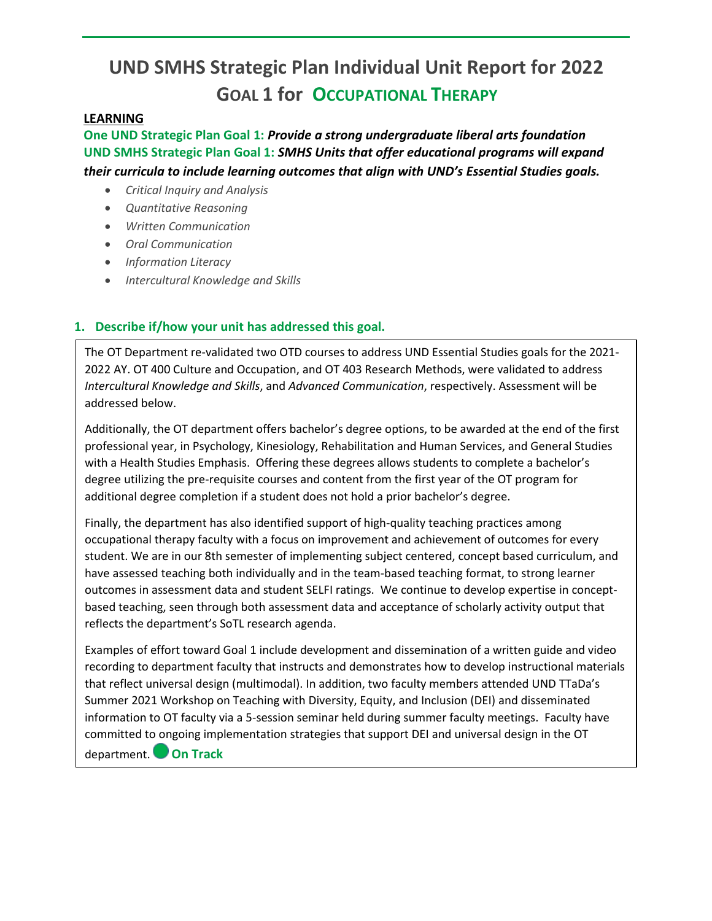# UND SMHS Strategic Plan Individual Unit Report for 2022

## GOAL 1 for OCCUPATIONAL THERAPY

**LEARNING**

**One UND Strategic Plan Goal 1:** ***Provide a strong undergraduate liberal arts foundation***
**UND SMHS Strategic Plan Goal 1:** ***SMHS Units that offer educational programs will expand their curricula to include learning outcomes that align with UND's Essential Studies goals.***

- *Critical Inquiry and Analysis*
- *Quantitative Reasoning*
- *Written Communication*
- *Oral Communication*
- *Information Literacy*
- *Intercultural Knowledge and Skills*

### 1. Describe if/how your unit has addressed this goal.

The OT Department re-validated two OTD courses to address UND Essential Studies goals for the 2021-2022 AY. OT 400 Culture and Occupation, and OT 403 Research Methods, were validated to address *Intercultural Knowledge and Skills*, and *Advanced Communication*, respectively. Assessment will be addressed below.

Additionally, the OT department offers bachelor's degree options, to be awarded at the end of the first professional year, in Psychology, Kinesiology, Rehabilitation and Human Services, and General Studies with a Health Studies Emphasis. Offering these degrees allows students to complete a bachelor's degree utilizing the pre-requisite courses and content from the first year of the OT program for additional degree completion if a student does not hold a prior bachelor's degree.

Finally, the department has also identified support of high-quality teaching practices among occupational therapy faculty with a focus on improvement and achievement of outcomes for every student. We are in our 8th semester of implementing subject centered, concept based curriculum, and have assessed teaching both individually and in the team-based teaching format, to strong learner outcomes in assessment data and student SELFI ratings. We continue to develop expertise in concept-based teaching, seen through both assessment data and acceptance of scholarly activity output that reflects the department's SoTL research agenda.

Examples of effort toward Goal 1 include development and dissemination of a written guide and video recording to department faculty that instructs and demonstrates how to develop instructional materials that reflect universal design (multimodal). In addition, two faculty members attended UND TTaDa's Summer 2021 Workshop on Teaching with Diversity, Equity, and Inclusion (DEI) and disseminated information to OT faculty via a 5-session seminar held during summer faculty meetings. Faculty have committed to ongoing implementation strategies that support DEI and universal design in the OT department. ● **On Track**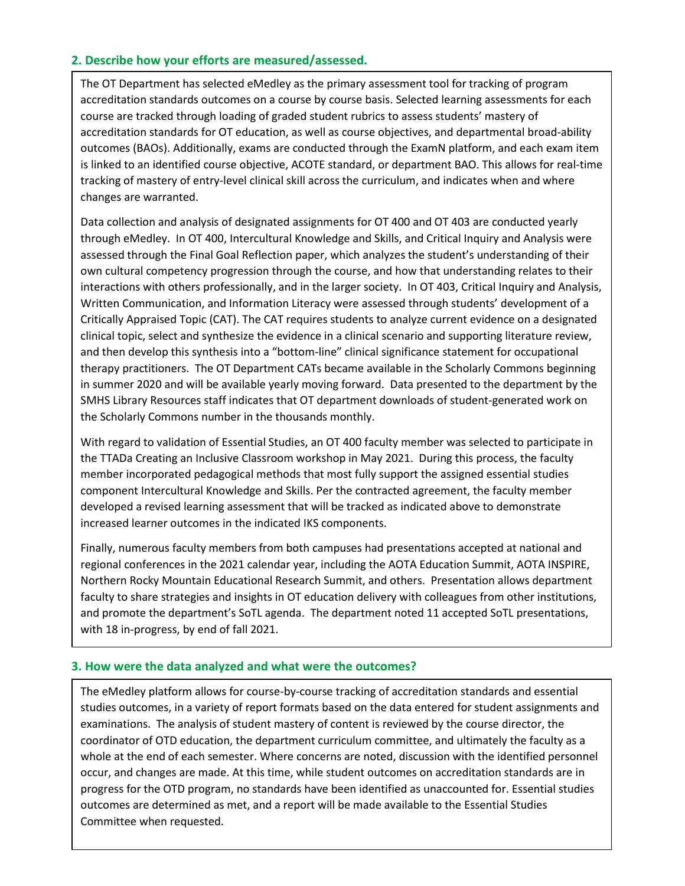## 2. Describe how your efforts are measured/assessed.

The OT Department has selected eMedley as the primary assessment tool for tracking of program accreditation standards outcomes on a course by course basis. Selected learning assessments for each course are tracked through loading of graded student rubrics to assess students' mastery of accreditation standards for OT education, as well as course objectives, and departmental broad-ability outcomes (BAOs). Additionally, exams are conducted through the ExamN platform, and each exam item is linked to an identified course objective, ACOTE standard, or department BAO. This allows for real-time tracking of mastery of entry-level clinical skill across the curriculum, and indicates when and where changes are warranted.

Data collection and analysis of designated assignments for OT 400 and OT 403 are conducted yearly through eMedley. In OT 400, Intercultural Knowledge and Skills, and Critical Inquiry and Analysis were assessed through the Final Goal Reflection paper, which analyzes the student's understanding of their own cultural competency progression through the course, and how that understanding relates to their interactions with others professionally, and in the larger society. In OT 403, Critical Inquiry and Analysis, Written Communication, and Information Literacy were assessed through students' development of a Critically Appraised Topic (CAT). The CAT requires students to analyze current evidence on a designated clinical topic, select and synthesize the evidence in a clinical scenario and supporting literature review, and then develop this synthesis into a "bottom-line" clinical significance statement for occupational therapy practitioners. The OT Department CATs became available in the Scholarly Commons beginning in summer 2020 and will be available yearly moving forward. Data presented to the department by the SMHS Library Resources staff indicates that OT department downloads of student-generated work on the Scholarly Commons number in the thousands monthly.

With regard to validation of Essential Studies, an OT 400 faculty member was selected to participate in the TTADa Creating an Inclusive Classroom workshop in May 2021. During this process, the faculty member incorporated pedagogical methods that most fully support the assigned essential studies component Intercultural Knowledge and Skills. Per the contracted agreement, the faculty member developed a revised learning assessment that will be tracked as indicated above to demonstrate increased learner outcomes in the indicated IKS components.

Finally, numerous faculty members from both campuses had presentations accepted at national and regional conferences in the 2021 calendar year, including the AOTA Education Summit, AOTA INSPIRE, Northern Rocky Mountain Educational Research Summit, and others. Presentation allows department faculty to share strategies and insights in OT education delivery with colleagues from other institutions, and promote the department's SoTL agenda. The department noted 11 accepted SoTL presentations, with 18 in-progress, by end of fall 2021.

## 3. How were the data analyzed and what were the outcomes?

The eMedley platform allows for course-by-course tracking of accreditation standards and essential studies outcomes, in a variety of report formats based on the data entered for student assignments and examinations. The analysis of student mastery of content is reviewed by the course director, the coordinator of OTD education, the department curriculum committee, and ultimately the faculty as a whole at the end of each semester. Where concerns are noted, discussion with the identified personnel occur, and changes are made. At this time, while student outcomes on accreditation standards are in progress for the OTD program, no standards have been identified as unaccounted for. Essential studies outcomes are determined as met, and a report will be made available to the Essential Studies Committee when requested.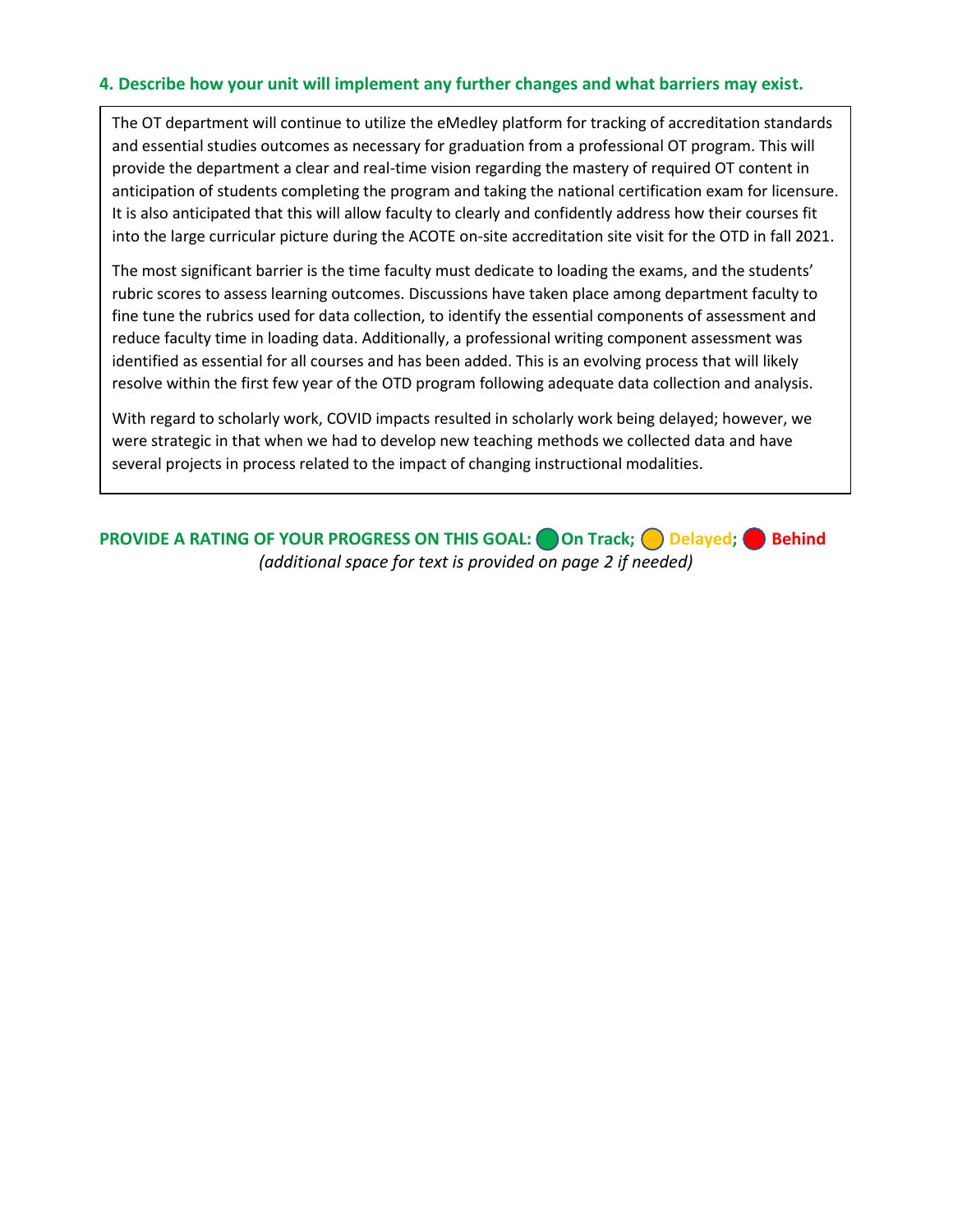#### 4. Describe how your unit will implement any further changes and what barriers may exist.

The OT department will continue to utilize the eMedley platform for tracking of accreditation standards and essential studies outcomes as necessary for graduation from a professional OT program. This will provide the department a clear and real-time vision regarding the mastery of required OT content in anticipation of students completing the program and taking the national certification exam for licensure. It is also anticipated that this will allow faculty to clearly and confidently address how their courses fit into the large curricular picture during the ACOTE on-site accreditation site visit for the OTD in fall 2021.

The most significant barrier is the time faculty must dedicate to loading the exams, and the students' rubric scores to assess learning outcomes. Discussions have taken place among department faculty to fine tune the rubrics used for data collection, to identify the essential components of assessment and reduce faculty time in loading data. Additionally, a professional writing component assessment was identified as essential for all courses and has been added. This is an evolving process that will likely resolve within the first few year of the OTD program following adequate data collection and analysis.

With regard to scholarly work, COVID impacts resulted in scholarly work being delayed; however, we were strategic in that when we had to develop new teaching methods we collected data and have several projects in process related to the impact of changing instructional modalities.

**PROVIDE A RATING OF YOUR PROGRESS ON THIS GOAL: ● On Track; ○ Delayed; ● Behind**

*(additional space for text is provided on page 2 if needed)*